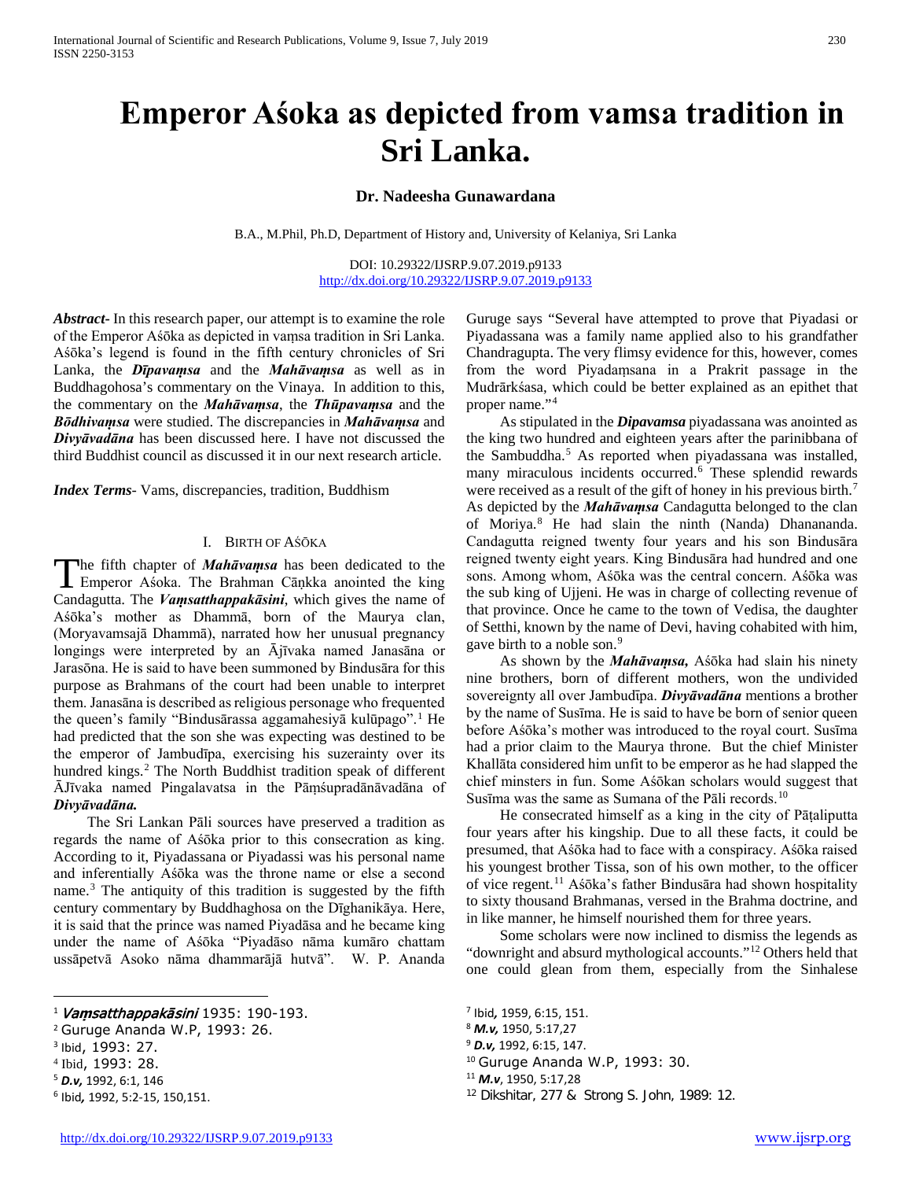# Emperor Aśōka as depicted from vamsa tradition in Sri Lanka.

**Dr. Nadeesha Gunawardana**

B.A., M.Phil, Ph.D, Department of History and, University of Kelaniya, Sri Lanka

DOI: 10.29322/IJSRP.9.07.2019.p9133
http://dx.doi.org/10.29322/IJSRP.9.07.2019.p9133

***Abstract***- In this research paper, our attempt is to examine the role of the Emperor Aśōka as depicted in vaṃsa tradition in Sri Lanka. Aśōka's legend is found in the fifth century chronicles of Sri Lanka, the ***Dīpavaṃsa*** and the ***Mahāvaṃsa*** as well as in Buddhagohosa's commentary on the Vinaya. In addition to this, the commentary on the ***Mahāvaṃsa***, the ***Thūpavaṃsa*** and the ***Bōdhivaṃsa*** were studied. The discrepancies in ***Mahāvaṃsa*** and ***Divyāvadāna*** has been discussed here. I have not discussed the third Buddhist council as discussed it in our next research article.

***Index Terms***- Vams, discrepancies, tradition, Buddhism

## I. Birth of Aśōka

The fifth chapter of ***Mahāvaṃsa*** has been dedicated to the Emperor Aśoka. The Brahman Cāṇkka anointed the king Candagutta. The ***Vaṃsatthappakāsini***, which gives the name of Aśōka's mother as Dhammā, born of the Maurya clan, (Moryavamsajā Dhammā), narrated how her unusual pregnancy longings were interpreted by an Ājīvaka named Janasāna or Jarasōna. He is said to have been summoned by Bindusāra for this purpose as Brahmans of the court had been unable to interpret them. Janasāna is described as religious personage who frequented the queen's family "Bindusārassa aggamahesiyā kulūpago".[1] He had predicted that the son she was expecting was destined to be the emperor of Jambudīpa, exercising his suzerainty over its hundred kings.[2] The North Buddhist tradition speak of different ĀJīvaka named Pingalavatsa in the Pāṃśupradānāvadāna of ***Divyāvadāna.***

The Sri Lankan Pāli sources have preserved a tradition as regards the name of Aśōka prior to this consecration as king. According to it, Piyadassana or Piyadassi was his personal name and inferentially Aśōka was the throne name or else a second name.[3] The antiquity of this tradition is suggested by the fifth century commentary by Buddhaghosa on the Dīghanikāya. Here, it is said that the prince was named Piyadāsa and he became king under the name of Aśōka "Piyadāso nāma kumāro chattam ussāpetvā Asoko nāma dhammarājā hutvā". W. P. Ananda Guruge says "Several have attempted to prove that Piyadasi or Piyadassana was a family name applied also to his grandfather Chandragupta. The very flimsy evidence for this, however, comes from the word Piyadaṃsana in a Prakrit passage in the Mudrārkśasa, which could be better explained as an epithet that proper name."[4]

As stipulated in the ***Dipavamsa*** piyadassana was anointed as the king two hundred and eighteen years after the parinibbana of the Sambuddha.[5] As reported when piyadassana was installed, many miraculous incidents occurred.[6] These splendid rewards were received as a result of the gift of honey in his previous birth.[7] As depicted by the ***Mahāvaṃsa*** Candagutta belonged to the clan of Moriya.[8] He had slain the ninth (Nanda) Dhanananda. Candagutta reigned twenty four years and his son Bindusāra reigned twenty eight years. King Bindusāra had hundred and one sons. Among whom, Aśōka was the central concern. Aśōka was the sub king of Ujjeni. He was in charge of collecting revenue of that province. Once he came to the town of Vedisa, the daughter of Setthi, known by the name of Devi, having cohabited with him, gave birth to a noble son.[9]

As shown by the ***Mahāvaṃsa,*** Aśōka had slain his ninety nine brothers, born of different mothers, won the undivided sovereignty all over Jambudīpa. ***Divyāvadāna*** mentions a brother by the name of Susīma. He is said to have be born of senior queen before Aśōka's mother was introduced to the royal court. Susīma had a prior claim to the Maurya throne. But the chief Minister Khallāta considered him unfit to be emperor as he had slapped the chief minsters in fun. Some Aśōkan scholars would suggest that Susīma was the same as Sumana of the Pāli records.[10]

He consecrated himself as a king in the city of Pāṭaliputta four years after his kingship. Due to all these facts, it could be presumed, that Aśōka had to face with a conspiracy. Aśōka raised his youngest brother Tissa, son of his own mother, to the officer of vice regent.[11] Aśōka's father Bindusāra had shown hospitality to sixty thousand Brahmanas, versed in the Brahma doctrine, and in like manner, he himself nourished them for three years.

Some scholars were now inclined to dismiss the legends as "downright and absurd mythological accounts."[12] Others held that one could glean from them, especially from the Sinhalese

---

[1] *Vaṃsatthappakāsini* 1935: 190-193.
[2] Guruge Ananda W.P, 1993: 26.
[3] Ibid, 1993: 27.
[4] Ibid, 1993: 28.
[5] ***D.v,*** 1992, 6:1, 146
[6] Ibid*,* 1992, 5:2-15, 150,151.
[7] Ibid*,* 1959, 6:15, 151.
[8] ***M.v,*** 1950, 5:17,27
[9] ***D.v,*** 1992, 6:15, 147.
[10] Guruge Ananda W.P, 1993: 30.
[11] ***M.v***, 1950, 5:17,28
[12] Dikshitar, 277 & Strong S. John, 1989: 12.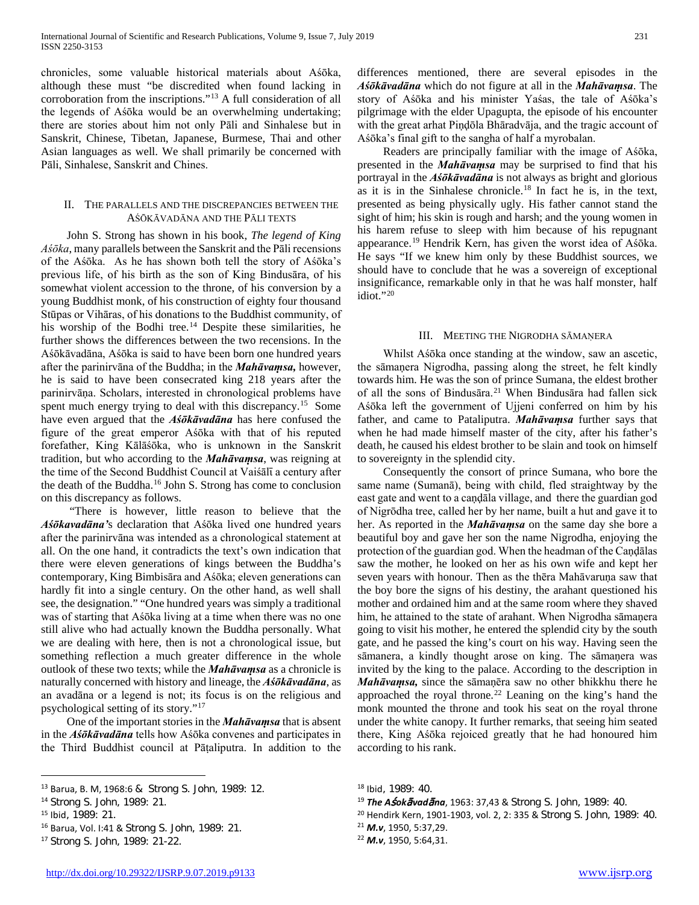chronicles, some valuable historical materials about Aśōka, although these must "be discredited when found lacking in corroboration from the inscriptions."[13] A full consideration of all the legends of Aśōka would be an overwhelming undertaking; there are stories about him not only Pāli and Sinhalese but in Sanskrit, Chinese, Tibetan, Japanese, Burmese, Thai and other Asian languages as well. We shall primarily be concerned with Pāli, Sinhalese, Sanskrit and Chines.

## II. The parallels and the discrepancies between the Aśōkāvadāna and the Pāli texts

John S. Strong has shown in his book, *The legend of King Aśōka*, many parallels between the Sanskrit and the Pāli recensions of the Aśōka. As he has shown both tell the story of Aśōka's previous life, of his birth as the son of King Bindusāra, of his somewhat violent accession to the throne, of his conversion by a young Buddhist monk, of his construction of eighty four thousand Stūpas or Vihāras, of his donations to the Buddhist community, of his worship of the Bodhi tree.[14] Despite these similarities, he further shows the differences between the two recensions. In the Aśōkāvadāna, Aśōka is said to have been born one hundred years after the parinirvāna of the Buddha; in the ***Mahāvaṃsa,*** however, he is said to have been consecrated king 218 years after the parinirvāṇa. Scholars, interested in chronological problems have spent much energy trying to deal with this discrepancy.[15] Some have even argued that the ***Aśōkāvadāna*** has here confused the figure of the great emperor Aśōka with that of his reputed forefather, King Kālāśōka, who is unknown in the Sanskrit tradition, but who according to the ***Mahāvaṃsa***, was reigning at the time of the Second Buddhist Council at Vaiśālī a century after the death of the Buddha.[16] John S. Strong has come to conclusion on this discrepancy as follows.

"There is, however, little reason to believe that the ***Aśōkavadāna'***s declaration that Aśōka lived one hundred years after the parinirvāna was intended as a chronological statement at all. On the one hand, it contradicts the text's own indication that there were eleven generations of kings between the Buddha's contemporary, King Bimbisāra and Aśōka; eleven generations can hardly fit into a single century. On the other hand, as well shall see, the designation." "One hundred years was simply a traditional was of starting that Aśōka living at a time when there was no one still alive who had actually known the Buddha personally. What we are dealing with here, then is not a chronological issue, but something reflection a much greater difference in the whole outlook of these two texts; while the ***Mahāvaṃsa*** as a chronicle is naturally concerned with history and lineage, the ***Aśōkāvadāna***, as an avadāna or a legend is not; its focus is on the religious and psychological setting of its story."[17]

One of the important stories in the ***Mahāvaṃsa*** that is absent in the ***Aśōkāvadāna*** tells how Aśōka convenes and participates in the Third Buddhist council at Pāṭaliputra. In addition to the differences mentioned, there are several episodes in the ***Aśōkāvadāna*** which do not figure at all in the ***Mahāvaṃsa***. The story of Aśōka and his minister Yaśas, the tale of Aśōka's pilgrimage with the elder Upagupta, the episode of his encounter with the great arhat Piṇḍōla Bhāradvāja, and the tragic account of Aśōka's final gift to the sangha of half a myrobalan.

Readers are principally familiar with the image of Aśōka, presented in the ***Mahāvaṃsa*** may be surprised to find that his portrayal in the ***Aśōkāvadāna*** is not always as bright and glorious as it is in the Sinhalese chronicle.[18] In fact he is, in the text, presented as being physically ugly. His father cannot stand the sight of him; his skin is rough and harsh; and the young women in his harem refuse to sleep with him because of his repugnant appearance.[19] Hendrik Kern, has given the worst idea of Aśōka. He says "If we knew him only by these Buddhist sources, we should have to conclude that he was a sovereign of exceptional insignificance, remarkable only in that he was half monster, half idiot."[20]

## III. Meeting the Nigrodha sāmaṇera

Whilst Aśōka once standing at the window, saw an ascetic, the sāmaṇera Nigrodha, passing along the street, he felt kindly towards him. He was the son of prince Sumana, the eldest brother of all the sons of Bindusāra.[21] When Bindusāra had fallen sick Aśōka left the government of Ujjeni conferred on him by his father, and came to Pataliputra. ***Mahāvaṃsa*** further says that when he had made himself master of the city, after his father's death, he caused his eldest brother to be slain and took on himself to sovereignty in the splendid city.

Consequently the consort of prince Sumana, who bore the same name (Sumanā), being with child, fled straightway by the east gate and went to a caṇḍāla village, and there the guardian god of Nigrōdha tree, called her by her name, built a hut and gave it to her. As reported in the ***Mahāvaṃsa*** on the same day she bore a beautiful boy and gave her son the name Nigrodha, enjoying the protection of the guardian god. When the headman of the Caṇḍālas saw the mother, he looked on her as his own wife and kept her seven years with honour. Then as the thēra Mahāvaruṇa saw that the boy bore the signs of his destiny, the arahant questioned his mother and ordained him and at the same room where they shaved him, he attained to the state of arahant. When Nigrodha sāmaṇera going to visit his mother, he entered the splendid city by the south gate, and he passed the king's court on his way. Having seen the sāmanera, a kindly thought arose on king. The sāmaṇera was invited by the king to the palace. According to the description in ***Mahāvaṃsa,*** since the sāmaṇēra saw no other bhikkhu there he approached the royal throne.[22] Leaning on the king's hand the monk mounted the throne and took his seat on the royal throne under the white canopy. It further remarks, that seeing him seated there, King Aśōka rejoiced greatly that he had honoured him according to his rank.

---

[13] Barua, B. M, 1968:6 & Strong S. John, 1989: 12.

[14] Strong S. John, 1989: 21.

[15] Ibid, 1989: 21.

[16] Barua, Vol. I:41 & Strong S. John, 1989: 21.

[17] Strong S. John, 1989: 21-22.

[18] Ibid, 1989: 40.

[19] ***The Aśokāvadāna***, 1963: 37,43 & Strong S. John, 1989: 40.

[20] Hendirk Kern, 1901-1903, vol. 2, 2: 335 & Strong S. John, 1989: 40.

[21] ***M.v***, 1950, 5:37,29.

[22] ***M.v***, 1950, 5:64,31.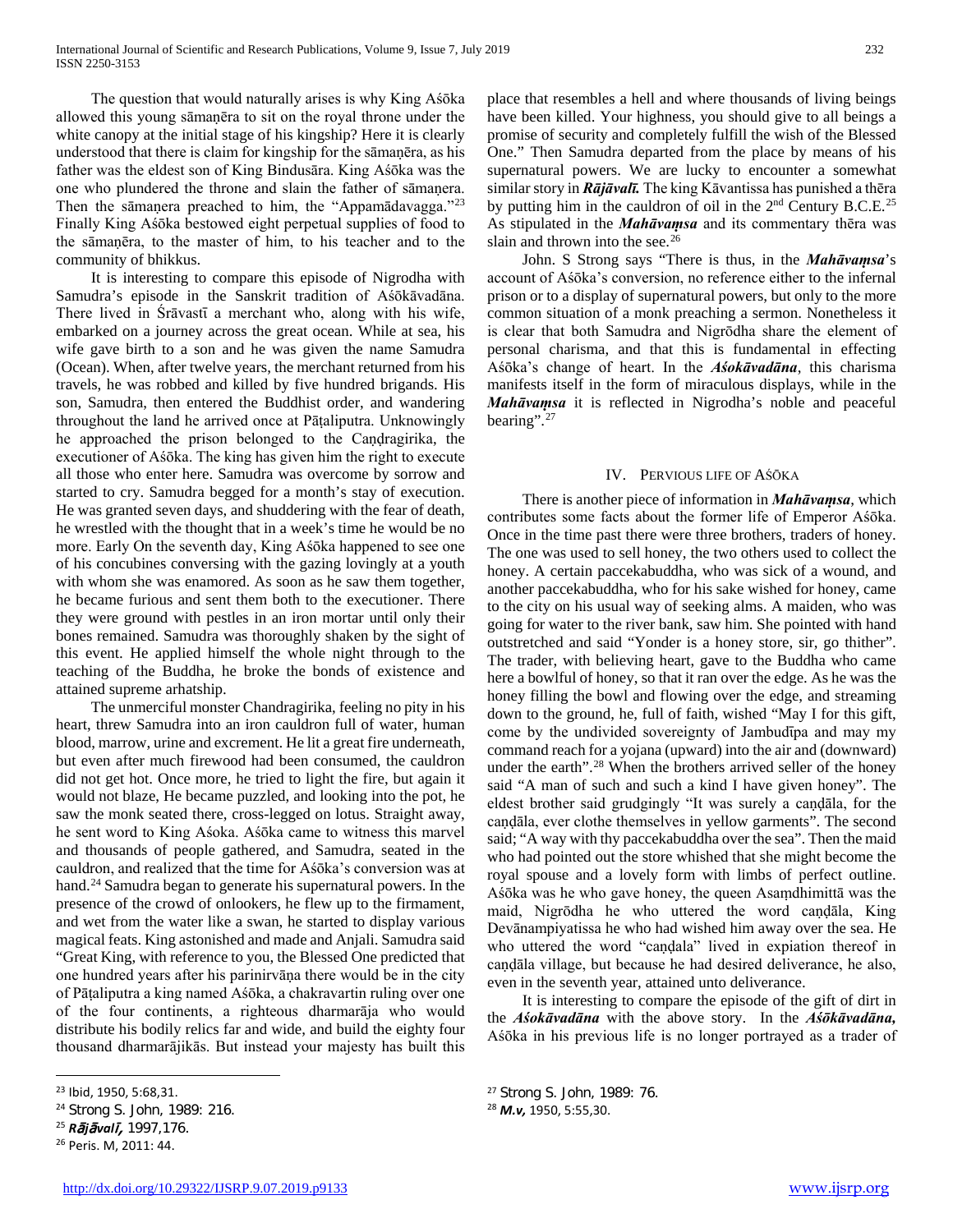The question that would naturally arises is why King Aśōka allowed this young sāmaṇēra to sit on the royal throne under the white canopy at the initial stage of his kingship? Here it is clearly understood that there is claim for kingship for the sāmaṇēra, as his father was the eldest son of King Bindusāra. King Aśōka was the one who plundered the throne and slain the father of sāmaṇera. Then the sāmaṇera preached to him, the "Appamādavagga."[23] Finally King Aśōka bestowed eight perpetual supplies of food to the sāmaṇēra, to the master of him, to his teacher and to the community of bhikkus.

It is interesting to compare this episode of Nigrodha with Samudra's episode in the Sanskrit tradition of Aśōkāvadāna. There lived in Śrāvastī a merchant who, along with his wife, embarked on a journey across the great ocean. While at sea, his wife gave birth to a son and he was given the name Samudra (Ocean). When, after twelve years, the merchant returned from his travels, he was robbed and killed by five hundred brigands. His son, Samudra, then entered the Buddhist order, and wandering throughout the land he arrived once at Pāṭaliputra. Unknowingly he approached the prison belonged to the Caṇḍragirika, the executioner of Aśōka. The king has given him the right to execute all those who enter here. Samudra was overcome by sorrow and started to cry. Samudra begged for a month's stay of execution. He was granted seven days, and shuddering with the fear of death, he wrestled with the thought that in a week's time he would be no more. Early On the seventh day, King Aśōka happened to see one of his concubines conversing with the gazing lovingly at a youth with whom she was enamored. As soon as he saw them together, he became furious and sent them both to the executioner. There they were ground with pestles in an iron mortar until only their bones remained. Samudra was thoroughly shaken by the sight of this event. He applied himself the whole night through to the teaching of the Buddha, he broke the bonds of existence and attained supreme arhatship.

The unmerciful monster Chandragirika, feeling no pity in his heart, threw Samudra into an iron cauldron full of water, human blood, marrow, urine and excrement. He lit a great fire underneath, but even after much firewood had been consumed, the cauldron did not get hot. Once more, he tried to light the fire, but again it would not blaze, He became puzzled, and looking into the pot, he saw the monk seated there, cross-legged on lotus. Straight away, he sent word to King Aśoka. Aśōka came to witness this marvel and thousands of people gathered, and Samudra, seated in the cauldron, and realized that the time for Aśōka's conversion was at hand.[24] Samudra began to generate his supernatural powers. In the presence of the crowd of onlookers, he flew up to the firmament, and wet from the water like a swan, he started to display various magical feats. King astonished and made and Anjali. Samudra said "Great King, with reference to you, the Blessed One predicted that one hundred years after his parinirvāṇa there would be in the city of Pāṭaliputra a king named Aśōka, a chakravartin ruling over one of the four continents, a righteous dharmarāja who would distribute his bodily relics far and wide, and build the eighty four thousand dharmarājikās. But instead your majesty has built this place that resembles a hell and where thousands of living beings have been killed. Your highness, you should give to all beings a promise of security and completely fulfill the wish of the Blessed One." Then Samudra departed from the place by means of his supernatural powers. We are lucky to encounter a somewhat similar story in ***Rājāvalī.*** The king Kāvantissa has punished a thēra by putting him in the cauldron of oil in the 2nd Century B.C.E.[25] As stipulated in the ***Mahāvaṃsa*** and its commentary thēra was slain and thrown into the see.[26]

John. S Strong says "There is thus, in the ***Mahāvaṃsa***'s account of Aśōka's conversion, no reference either to the infernal prison or to a display of supernatural powers, but only to the more common situation of a monk preaching a sermon. Nonetheless it is clear that both Samudra and Nigrōdha share the element of personal charisma, and that this is fundamental in effecting Aśōka's change of heart. In the ***Aśokāvadāna***, this charisma manifests itself in the form of miraculous displays, while in the ***Mahāvaṃsa*** it is reflected in Nigrodha's noble and peaceful bearing".[27]

## IV. Pervious life of Aśōka

There is another piece of information in ***Mahāvaṃsa***, which contributes some facts about the former life of Emperor Aśōka. Once in the time past there were three brothers, traders of honey. The one was used to sell honey, the two others used to collect the honey. A certain paccekabuddha, who was sick of a wound, and another paccekabuddha, who for his sake wished for honey, came to the city on his usual way of seeking alms. A maiden, who was going for water to the river bank, saw him. She pointed with hand outstretched and said "Yonder is a honey store, sir, go thither". The trader, with believing heart, gave to the Buddha who came here a bowlful of honey, so that it ran over the edge. As he was the honey filling the bowl and flowing over the edge, and streaming down to the ground, he, full of faith, wished "May I for this gift, come by the undivided sovereignty of Jambudīpa and may my command reach for a yojana (upward) into the air and (downward) under the earth".[28] When the brothers arrived seller of the honey said "A man of such and such a kind I have given honey". The eldest brother said grudgingly "It was surely a caṇḍāla, for the caṇḍāla, ever clothe themselves in yellow garments". The second said; "A way with thy paccekabuddha over the sea". Then the maid who had pointed out the store whished that she might become the royal spouse and a lovely form with limbs of perfect outline. Aśōka was he who gave honey, the queen Asaṃdhimittā was the maid, Nigrōdha he who uttered the word caṇḍāla, King Devānampiyatissa he who had wished him away over the sea. He who uttered the word "caṇḍala" lived in expiation thereof in caṇḍāla village, but because he had desired deliverance, he also, even in the seventh year, attained unto deliverance.

It is interesting to compare the episode of the gift of dirt in the ***Aśokāvadāna*** with the above story. In the ***Aśōkāvadāna,*** Aśōka in his previous life is no longer portrayed as a trader of

---

[23] Ibid, 1950, 5:68,31.

[24] Strong S. John, 1989: 216.

[25] ***Rājāvalī,*** 1997,176.

[26] Peris. M, 2011: 44.

[27] Strong S. John, 1989: 76.

[28] ***M.v,*** 1950, 5:55,30.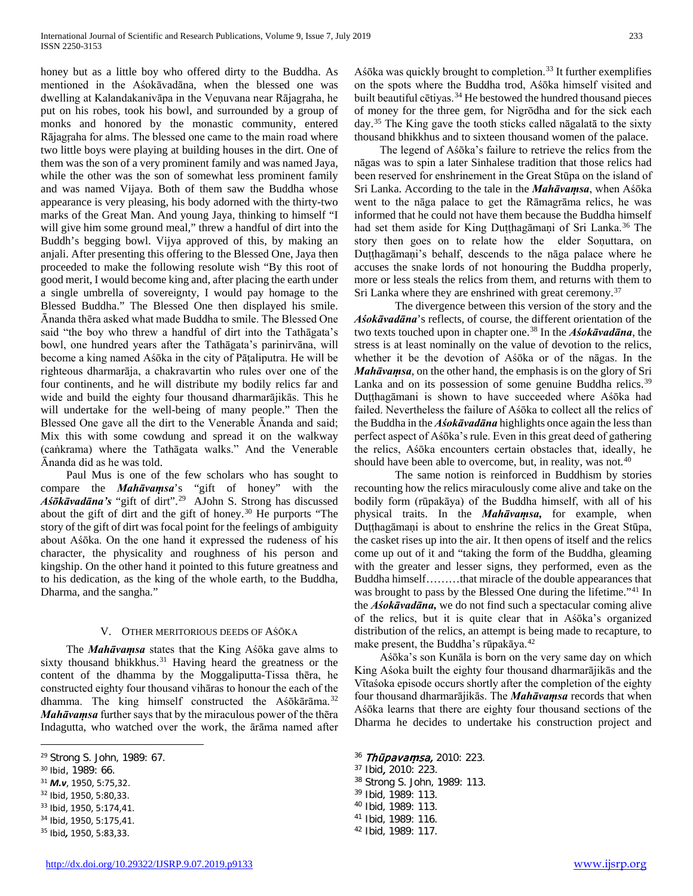honey but as a little boy who offered dirty to the Buddha. As mentioned in the Aśokāvadāna, when the blessed one was dwelling at Kalandakanivāpa in the Veṇuvana near Rājagṛaha, he put on his robes, took his bowl, and surrounded by a group of monks and honored by the monastic community, entered Rājagṛaha for alms. The blessed one came to the main road where two little boys were playing at building houses in the dirt. One of them was the son of a very prominent family and was named Jaya, while the other was the son of somewhat less prominent family and was named Vijaya. Both of them saw the Buddha whose appearance is very pleasing, his body adorned with the thirty-two marks of the Great Man. And young Jaya, thinking to himself "I will give him some ground meal," threw a handful of dirt into the Buddh's begging bowl. Vijya approved of this, by making an anjali. After presenting this offering to the Blessed One, Jaya then proceeded to make the following resolute wish "By this root of good merit, I would become king and, after placing the earth under a single umbrella of sovereignty, I would pay homage to the Blessed Buddha." The Blessed One then displayed his smile. Ānanda thēra asked what made Buddha to smile. The Blessed One said "the boy who threw a handful of dirt into the Tathāgata's bowl, one hundred years after the Tathāgata's parinirvāna, will become a king named Aśōka in the city of Pāṭaliputra. He will be righteous dharmarāja, a chakravartin who rules over one of the four continents, and he will distribute my bodily relics far and wide and build the eighty four thousand dharmarājikās. This he will undertake for the well-being of many people." Then the Blessed One gave all the dirt to the Venerable Ānanda and said; Mix this with some cowdung and spread it on the walkway (caṅkrama) where the Tathāgata walks." And the Venerable Ānanda did as he was told.

Paul Mus is one of the few scholars who has sought to compare the ***Mahāvaṃsa***'s "gift of honey" with the ***Aśōkāvadāna's*** "gift of dirt".[29] AJohn S. Strong has discussed about the gift of dirt and the gift of honey.[30] He purports "The story of the gift of dirt was focal point for the feelings of ambiguity about Aśōka. On the one hand it expressed the rudeness of his character, the physicality and roughness of his person and kingship. On the other hand it pointed to this future greatness and to his dedication, as the king of the whole earth, to the Buddha, Dharma, and the sangha."

## V. Other meritorious deeds of Aśōka

The ***Mahāvaṃsa*** states that the King Aśōka gave alms to sixty thousand bhikkhus.[31] Having heard the greatness or the content of the dhamma by the Moggaliputta-Tissa thēra, he constructed eighty four thousand vihāras to honour the each of the dhamma. The king himself constructed the Aśōkārāma.[32] ***Mahāvaṃsa*** further says that by the miraculous power of the thēra Indagutta, who watched over the work, the ārāma named after Aśōka was quickly brought to completion.[33] It further exemplifies on the spots where the Buddha trod, Aśōka himself visited and built beautiful cētiyas.[34] He bestowed the hundred thousand pieces of money for the three gem, for Nigrōdha and for the sick each day.[35] The King gave the tooth sticks called nāgalatā to the sixty thousand bhikkhus and to sixteen thousand women of the palace.

The legend of Aśōka's failure to retrieve the relics from the nāgas was to spin a later Sinhalese tradition that those relics had been reserved for enshrinement in the Great Stūpa on the island of Sri Lanka. According to the tale in the ***Mahāvaṃsa***, when Aśōka went to the nāga palace to get the Rāmagrāma relics, he was informed that he could not have them because the Buddha himself had set them aside for King Duṭṭhagāmaṇi of Sri Lanka.[36] The story then goes on to relate how the elder Soṇuttara, on Duṭṭhagāmaṇi's behalf, descends to the nāga palace where he accuses the snake lords of not honouring the Buddha properly, more or less steals the relics from them, and returns with them to Sri Lanka where they are enshrined with great ceremony.[37]

The divergence between this version of the story and the ***Aśokāvadāna***'s reflects, of course, the different orientation of the two texts touched upon in chapter one.[38] In the ***Aśokāvadāna***, the stress is at least nominally on the value of devotion to the relics, whether it be the devotion of Aśōka or of the nāgas. In the ***Mahāvaṃsa***, on the other hand, the emphasis is on the glory of Sri Lanka and on its possession of some genuine Buddha relics.[39] Duṭṭhagāmani is shown to have succeeded where Aśōka had failed. Nevertheless the failure of Aśōka to collect all the relics of the Buddha in the ***Aśokāvadāna*** highlights once again the less than perfect aspect of Aśōka's rule. Even in this great deed of gathering the relics, Aśōka encounters certain obstacles that, ideally, he should have been able to overcome, but, in reality, was not.[40]

The same notion is reinforced in Buddhism by stories recounting how the relics miraculously come alive and take on the bodily form (rūpakāya) of the Buddha himself, with all of his physical traits. In the ***Mahāvaṃsa,*** for example, when Duṭṭhagāmaṇi is about to enshrine the relics in the Great Stūpa, the casket rises up into the air. It then opens of itself and the relics come up out of it and "taking the form of the Buddha, gleaming with the greater and lesser signs, they performed, even as the Buddha himself………that miracle of the double appearances that was brought to pass by the Blessed One during the lifetime."[41] In the ***Aśokāvadāna,*** we do not find such a spectacular coming alive of the relics, but it is quite clear that in Aśōka's organized distribution of the relics, an attempt is being made to recapture, to make present, the Buddha's rūpakāya.[42]

Aśōka's son Kunāla is born on the very same day on which King Aśoka built the eighty four thousand dharmarājikās and the Vītaśoka episode occurs shortly after the completion of the eighty four thousand dharmarājikās. The ***Mahāvaṃsa*** records that when Aśōka learns that there are eighty four thousand sections of the Dharma he decides to undertake his construction project and

---

[29] Strong S. John, 1989: 67.
[30] Ibid, 1989: 66.
[31] ***M.v***, 1950, 5:75,32.
[32] Ibid, 1950, 5:80,33.
[33] Ibid, 1950, 5:174,41.
[34] Ibid, 1950, 5:175,41.
[35] Ibid*,* 1950, 5:83,33.
[36] ***Thūpavaṃsa,*** 2010: 223.
[37] Ibid*,* 2010: 223.
[38] Strong S. John, 1989: 113.
[39] Ibid, 1989: 113.
[40] Ibid, 1989: 113.
[41] Ibid, 1989: 116.
[42] Ibid, 1989: 117.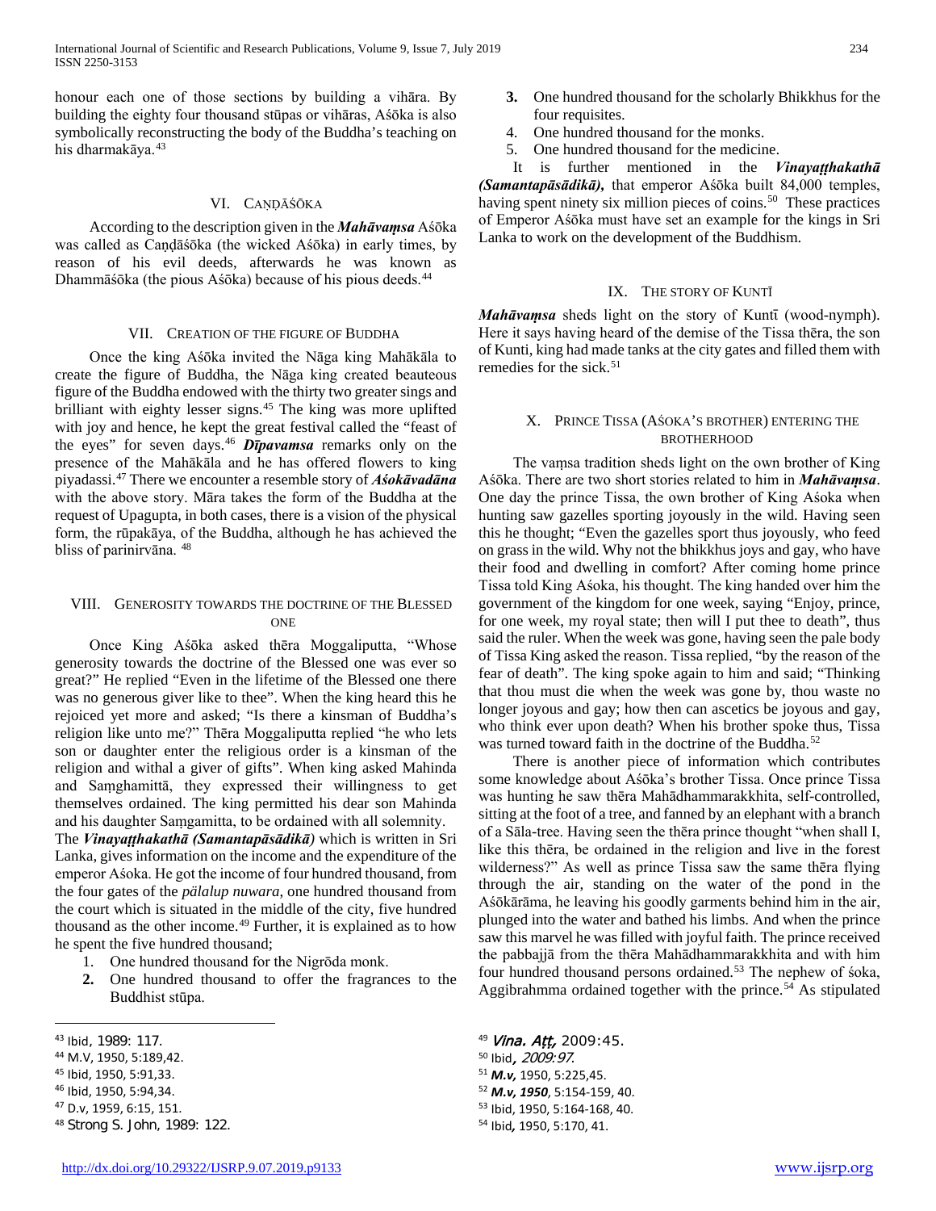honour each one of those sections by building a vihāra. By building the eighty four thousand stūpas or vihāras, Aśōka is also symbolically reconstructing the body of the Buddha's teaching on his dharmakāya.[43]

## VI. Caṇḍāśōka

According to the description given in the ***Mahāvaṃsa*** Aśōka was called as Caṇḍāśōka (the wicked Aśōka) in early times, by reason of his evil deeds, afterwards he was known as Dhammāśōka (the pious Aśōka) because of his pious deeds.[44]

## VII. Creation of the Figure of Buddha

Once the king Aśōka invited the Nāga king Mahākāla to create the figure of Buddha, the Nāga king created beauteous figure of the Buddha endowed with the thirty two greater sings and brilliant with eighty lesser signs.[45] The king was more uplifted with joy and hence, he kept the great festival called the "feast of the eyes" for seven days.[46] ***Dīpavamsa*** remarks only on the presence of the Mahākāla and he has offered flowers to king piyadassi.[47] There we encounter a resemble story of ***Aśokāvadāna*** with the above story. Māra takes the form of the Buddha at the request of Upagupta, in both cases, there is a vision of the physical form, the rūpakāya, of the Buddha, although he has achieved the bliss of parinirvāna. [48]

## VIII. Generosity towards the Doctrine of the Blessed One

Once King Aśōka asked thēra Moggaliputta, "Whose generosity towards the doctrine of the Blessed one was ever so great?" He replied "Even in the lifetime of the Blessed one there was no generous giver like to thee". When the king heard this he rejoiced yet more and asked; "Is there a kinsman of Buddha's religion like unto me?" Thēra Moggaliputta replied "he who lets son or daughter enter the religious order is a kinsman of the religion and withal a giver of gifts". When king asked Mahinda and Saṃghamittā, they expressed their willingness to get themselves ordained. The king permitted his dear son Mahinda and his daughter Saṃgamitta, to be ordained with all solemnity.

The ***Vinayaṭṭhakathā (Samantapāsādikā)*** which is written in Sri Lanka, gives information on the income and the expenditure of the emperor Aśoka. He got the income of four hundred thousand, from the four gates of the *pälalup nuwara*, one hundred thousand from the court which is situated in the middle of the city, five hundred thousand as the other income.[49] Further, it is explained as to how he spent the five hundred thousand;

1. One hundred thousand for the Nigrōda monk.
2. One hundred thousand to offer the fragrances to the Buddhist stūpa.
3. One hundred thousand for the scholarly Bhikkhus for the four requisites.
4. One hundred thousand for the monks.
5. One hundred thousand for the medicine.

It is further mentioned in the ***Vinayaṭṭhakathā (Samantapāsādikā)***, that emperor Aśōka built 84,000 temples, having spent ninety six million pieces of coins.[50] These practices of Emperor Aśōka must have set an example for the kings in Sri Lanka to work on the development of the Buddhism.

## IX. The Story of Kuntī

***Mahāvaṃsa*** sheds light on the story of Kuntī (wood-nymph). Here it says having heard of the demise of the Tissa thēra, the son of Kunti, king had made tanks at the city gates and filled them with remedies for the sick.[51]

## X. Prince Tissa (Aśoka's Brother) Entering the Brotherhood

The vaṃsa tradition sheds light on the own brother of King Aśōka. There are two short stories related to him in ***Mahāvaṃsa***. One day the prince Tissa, the own brother of King Aśoka when hunting saw gazelles sporting joyously in the wild. Having seen this he thought; "Even the gazelles sport thus joyously, who feed on grass in the wild. Why not the bhikkhus joys and gay, who have their food and dwelling in comfort? After coming home prince Tissa told King Aśoka, his thought. The king handed over him the government of the kingdom for one week, saying "Enjoy, prince, for one week, my royal state; then will I put thee to death", thus said the ruler. When the week was gone, having seen the pale body of Tissa King asked the reason. Tissa replied, "by the reason of the fear of death". The king spoke again to him and said; "Thinking that thou must die when the week was gone by, thou waste no longer joyous and gay; how then can ascetics be joyous and gay, who think ever upon death? When his brother spoke thus, Tissa was turned toward faith in the doctrine of the Buddha.[52]

There is another piece of information which contributes some knowledge about Aśōka's brother Tissa. Once prince Tissa was hunting he saw thēra Mahādhammarakkhita, self-controlled, sitting at the foot of a tree, and fanned by an elephant with a branch of a Sāla-tree. Having seen the thēra prince thought "when shall I, like this thēra, be ordained in the religion and live in the forest wilderness?" As well as prince Tissa saw the same thēra flying through the air, standing on the water of the pond in the Aśōkārāma, he leaving his goodly garments behind him in the air, plunged into the water and bathed his limbs. And when the prince saw this marvel he was filled with joyful faith. The prince received the pabbajjā from the thēra Mahādhammarakkhita and with him four hundred thousand persons ordained.[53] The nephew of śoka, Aggibrahmma ordained together with the prince.[54] As stipulated

---

[43] Ibid, 1989: 117.
[44] M.V, 1950, 5:189,42.
[45] Ibid, 1950, 5:91,33.
[46] Ibid, 1950, 5:94,34.
[47] D.v, 1959, 6:15, 151.
[48] Strong S. John, 1989: 122.
[49] *Vina. Aṭṭ,* 2009:45.
[50] Ibid, *2009:97.*
[51] ***M.v,*** 1950, 5:225,45.
[52] ***M.v, 1950***, 5:154-159, 40.
[53] Ibid, 1950, 5:164-168, 40.
[54] Ibid*,* 1950, 5:170, 41.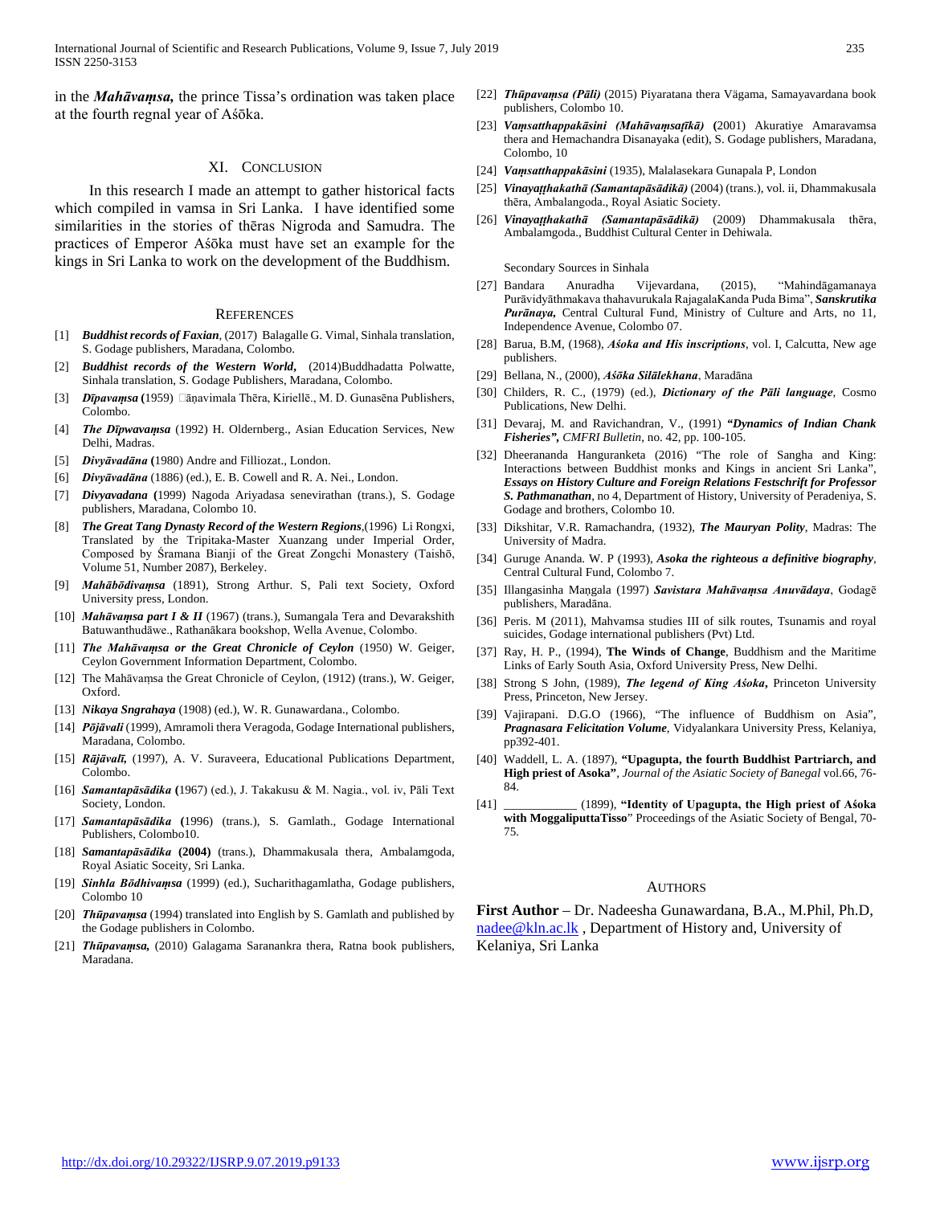in the ***Mahāvaṃsa,*** the prince Tissa's ordination was taken place at the fourth regnal year of Aśōka.

## XI. Conclusion

In this research I made an attempt to gather historical facts which compiled in vamsa in Sri Lanka. I have identified some similarities in the stories of thēras Nigroda and Samudra. The practices of Emperor Aśōka must have set an example for the kings in Sri Lanka to work on the development of the Buddhism.

## References

[1] ***Buddhist records of Faxian***, (2017) Balagalle G. Vimal, Sinhala translation, S. Godage publishers, Maradana, Colombo.

[2] ***Buddhist records of the Western World,*** (2014)Buddhadatta Polwatte, Sinhala translation, S. Godage Publishers, Maradana, Colombo.

[3] ***Dīpavaṃsa*** **(**1959) ￼āṇavimala Thēra, Kiriellē., M. D. Gunasēna Publishers, Colombo.

[4] ***The Dīpwavaṃsa*** (1992) H. Oldernberg., Asian Education Services, New Delhi, Madras.

[5] ***Divyāvadāna*** **(**1980) Andre and Filliozat., London.

[6] ***Divyāvadāna*** (1886) (ed.), E. B. Cowell and R. A. Nei., London.

[7] ***Divyavadana*** **(**1999) Nagoda Ariyadasa senevirathan (trans.), S. Godage publishers, Maradana, Colombo 10.

[8] ***The Great Tang Dynasty Record of the Western Regions***,(1996) Li Rongxi, Translated by the Tripitaka-Master Xuanzang under Imperial Order, Composed by Śramana Bianji of the Great Zongchi Monastery (Taishō, Volume 51, Number 2087), Berkeley.

[9] ***Mahābōdivaṃsa*** (1891), Strong Arthur. S, Pali text Society, Oxford University press, London.

[10] ***Mahāvaṃsa part I & II*** (1967) (trans.), Sumangala Tera and Devarakshith Batuwanthudāwe., Rathanākara bookshop, Wella Avenue, Colombo.

[11] ***The Mahāvaṃsa or the Great Chronicle of Ceylon*** (1950) W. Geiger, Ceylon Government Information Department, Colombo.

[12] The Mahāvaṃsa the Great Chronicle of Ceylon, (1912) (trans.), W. Geiger, Oxford.

[13] ***Nikaya Sngrahaya*** (1908) (ed.), W. R. Gunawardana., Colombo.

[14] ***Pōjāvali*** (1999), Amramoli thera Veragoda, Godage International publishers, Maradana, Colombo.

[15] ***Rājāvalī,*** (1997), A. V. Suraveera, Educational Publications Department, Colombo.

[16] ***Samantapāsādika*** **(**1967) (ed.), J. Takakusu & M. Nagia., vol. iv, Pāli Text Society, London.

[17] ***Samantapāsādika*** **(**1996) (trans.), S. Gamlath., Godage International Publishers, Colombo10.

[18] ***Samantapāsādika*** **(2004)** (trans.), Dhammakusala thera, Ambalamgoda, Royal Asiatic Soceity, Sri Lanka.

[19] ***Sinhla Bōdhivaṃsa*** (1999) (ed.), Sucharithagamlatha, Godage publishers, Colombo 10

[20] ***Thūpavaṃsa*** (1994) translated into English by S. Gamlath and published by the Godage publishers in Colombo.

[21] ***Thūpavaṃsa,*** (2010) Galagama Saranankra thera, Ratna book publishers, Maradana.

[22] ***Thūpavaṃsa (Pāli)*** (2015) Piyaratana thera Vägama, Samayavardana book publishers, Colombo 10.

[23] ***Vaṃsatthappakāsini (Mahāvaṃsaṭīkā)*** **(**2001) Akuratiye Amaravamsa thera and Hemachandra Disanayaka (edit), S. Godage publishers, Maradana, Colombo, 10

[24] ***Vaṃsatthappakāsini*** (1935), Malalasekara Gunapala P, London

[25] ***Vinayaṭṭhakathā (Samantapāsādikā)*** (2004) (trans.), vol. ii, Dhammakusala thēra, Ambalangoda., Royal Asiatic Society.

[26] ***Vinayaṭṭhakathā (Samantapāsādikā)*** (2009) Dhammakusala thēra, Ambalamgoda., Buddhist Cultural Center in Dehiwala.

Secondary Sources in Sinhala

[27] Bandara Anuradha Vijevardana, (2015), "Mahindāgamanaya Purāvidyāthmakava thahavurukala RajagalaKanda Puda Bima", ***Sanskrutika Purānaya,*** Central Cultural Fund, Ministry of Culture and Arts, no 11, Independence Avenue, Colombo 07.

[28] Barua, B.M, (1968), ***Aśoka and His inscriptions***, vol. I, Calcutta, New age publishers.

[29] Bellana, N., (2000), ***Aśōka Silālekhana***, Maradāna

[30] Childers, R. C., (1979) (ed.), ***Dictionary of the Pāli language***, Cosmo Publications, New Delhi.

[31] Devaraj, M. and Ravichandran, V., (1991) ***"Dynamics of Indian Chank Fisheries",*** *CMFRI Bulletin*, no. 42, pp. 100-105.

[32] Dheerananda Hanguranketa (2016) "The role of Sangha and King: Interactions between Buddhist monks and Kings in ancient Sri Lanka", ***Essays on History Culture and Foreign Relations Festschrift for Professor S. Pathmanathan***, no 4, Department of History, University of Peradeniya, S. Godage and brothers, Colombo 10.

[33] Dikshitar, V.R. Ramachandra, (1932), ***The Mauryan Polity***, Madras: The University of Madra.

[34] Guruge Ananda. W. P (1993), ***Asoka the righteous a definitive biography***, Central Cultural Fund, Colombo 7.

[35] Illangasinha Mangala (1997) ***Savistara Mahāvaṃsa Anuvādaya***, Godagē publishers, Maradāna.

[36] Peris. M (2011), Mahvamsa studies III of silk routes, Tsunamis and royal suicides, Godage international publishers (Pvt) Ltd.

[37] Ray, H. P., (1994), **The Winds of Change**, Buddhism and the Maritime Links of Early South Asia, Oxford University Press, New Delhi.

[38] Strong S John, (1989), ***The legend of King Aśoka***, Princeton University Press, Princeton, New Jersey.

[39] Vajirapani. D.G.O (1966), "The influence of Buddhism on Asia", ***Pragnasara Felicitation Volume***, Vidyalankara University Press, Kelaniya, pp392-401.

[40] Waddell, L. A. (1897), **"Upagupta, the fourth Buddhist Partriarch, and High priest of Asoka"**, *Journal of the Asiatic Society of Banegal* vol.66, 76-84.

[41] ___________ (1899), **"Identity of Upagupta, the High priest of Aśoka with MoggaliputtaTisso"** Proceedings of the Asiatic Society of Bengal, 70-75.

## Authors

**First Author** – Dr. Nadeesha Gunawardana, B.A., M.Phil, Ph.D, nadee@kln.ac.lk , Department of History and, University of Kelaniya, Sri Lanka